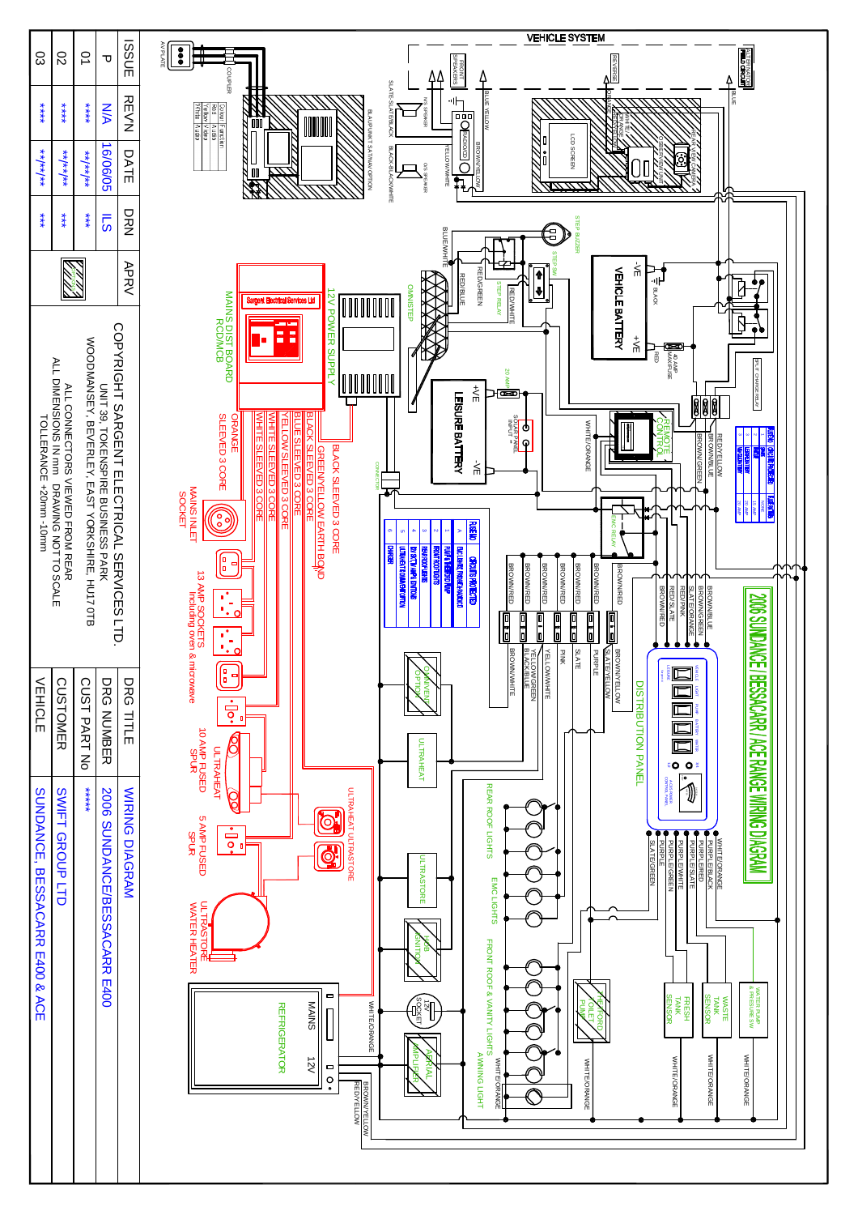# 2006 SUNDANCE/BESSACARR/ACE RANGE WIRING DIAGRAM

VEHICLE SYSTEM

VEHICLE BATTERY

LEISURE BATTERY

12V POWER SUPPLY

MAINS DIST BOARD RCD/MCB

DISTRIBUTION PANEL

| FUSE No | CIRCUITS PROTECTED |
|---|---|
| A | EXT LIGHTS, FRIDGE/RADIO/CD |
| 1 | PUMP/HEATER/FAN/AMP |
| 2 | FRONT ROOF LIGHTS |
| 3 | REAR ROOF LIGHTS |
| 4 | EXT & STEP LAMPS, EMC LIGHTS |
| 5 | ULTRAHEAT & OMNIVENT |
| 6 | CHARGER |

BLACK SLEEVED 3 CORE

GREEN/YELLOW EARTH BOND

BLACK SLEEVED 3 CORE

BLUE SLEEVED 3 CORE

YELLOW SLEEVED 3 CORE

WHITE SLEEVED 3 CORE

WHITE SLEEVED 3 CORE

ORANGE SLEEVED 3 CORE

MAINS INLET SOCKET

13 AMP SOCKETS Including oven & microwave

10 AMP FUSED SPUR

5 AMP FUSED SPUR

ULTRAHEAT

ULTRASTORE

ULTRASTORE WATER HEATER

REFRIGERATOR

REAR ROOF LIGHTS

EMC LIGHTS

FRONT ROOF & VANITY LIGHTS

AWNING LIGHT

WASTE TANK SENSOR

FRESH TANK SENSOR

WATER PUMP & PRESSURE SW

SHURFLO TOILET PUMP

OMNIVENT (OPTION)

HOB IGNITION

AERIAL AMPLIFIER

12V SOCKET

OMNISTEP

STEP RELAY

STEP SW

STEP BUZZER

SOLAR PANEL INPUT

40 AMP MAXIFUSE

20 AMP

SPLIT CHARGE RELAY

EMC RELAY

REAR VIEW CAMERA

LCD SCREEN

REVERSE

FRONT SPEAKERS

N/S SPEAKER

O/S SPEAKER

BLAUPUNKT SAT NAV OPTION

AV PLATE

COUPLER

| Colour | Function |
|---|---|
| Red | Audio |
| Yellow | Video |
| White | Audio |

| ISSUE | REVN | DATE | DRN | APPRV |
|---|---|---|---|---|
| P | N/A | 16/06/05 | ILS | |
| 01 | **** | **/**/** | *** | |
| 02 | **** | **/**/** | *** | |
| 03 | **** | **/**/** | *** | |

COPYRIGHT SARGENT ELECTRICAL SERVICES LTD.
UNIT 39, TOKENSPIRE BUSINESS PARK
WOODMANSEY, BEVERLEY, EAST YORKSHIRE, HU17 0TB

ALL CONNECTORS VIEWED FROM REAR
ALL DIMENSIONS IN mm DRAWING NOT TO SCALE
TOLLERANCE +20mm -10mm

| | |
|---|---|
| DRG TITLE | WIRING DIAGRAM |
| DRG NUMBER | 2006 SUNDANCE/BESSACARR E400 |
| CUST PART No | ***** |
| CUSTOMER | SWIFT GROUP LTD |
| VEHICLE | SUNDANCE, BESSACARR E400 & ACE |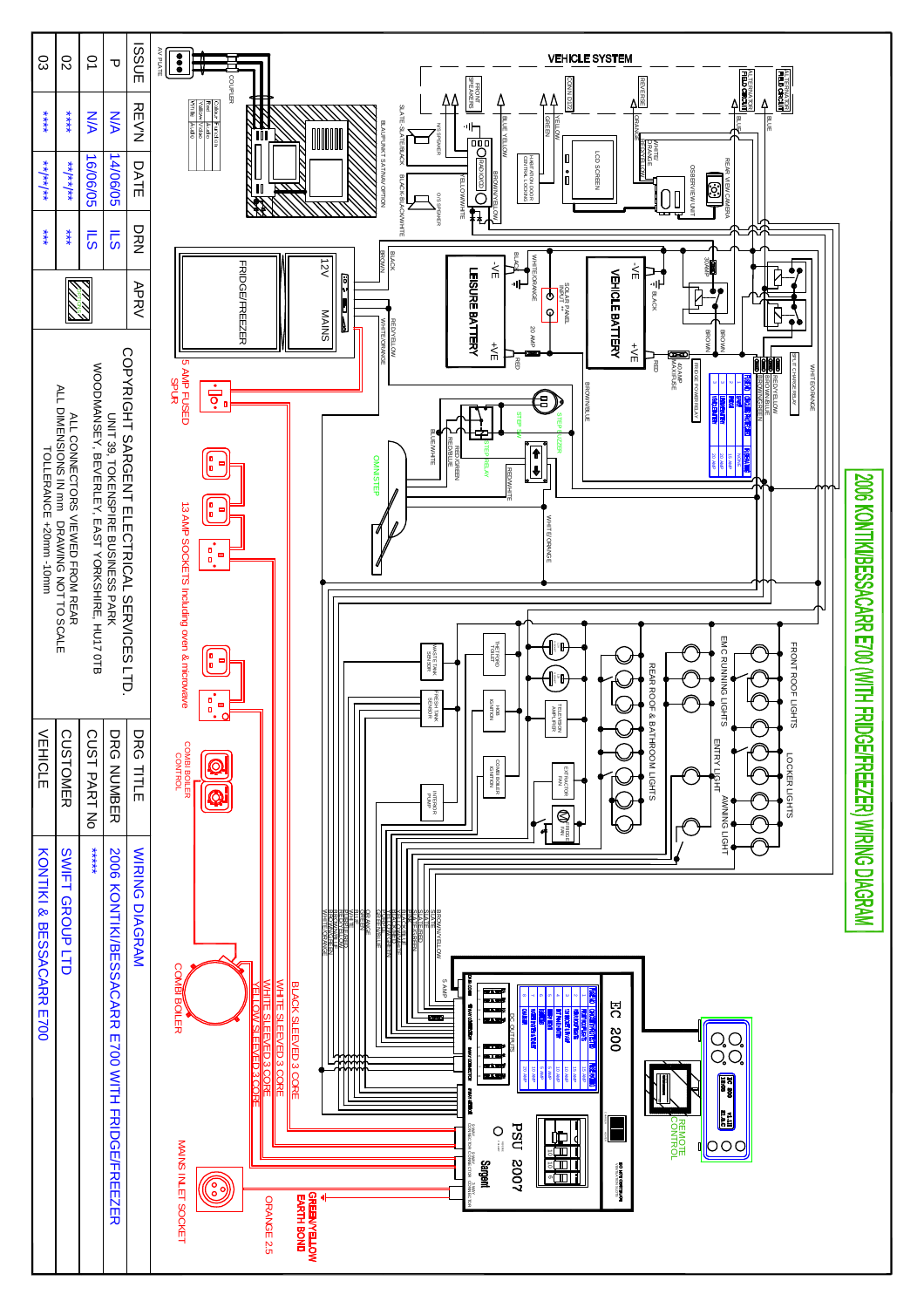# 2006 KONTIKI/BESSACARR E700 (WITH FRIDGE/FREEZER) WIRING DIAGRAM

VEHICLE SYSTEM

FRONT ROOF LIGHTS

LOCKER LIGHTS

EMC RUNNING LIGHTS

ENTRY LIGHT

AWNING LIGHT

REAR ROOF & BATHROOM LIGHTS

VEHICLE BATTERY

LEISURE BATTERY

FRIDGE/FREEZER

12V MAINS

5 AMP FUSED SPUR

13 AMP SOCKETS including oven & microwave

COMBI BOILER CONTROL

COMBI BOILER

BLACK SLEEVED 3 CORE

WHITE SLEEVED 3 CORE

WHITE SLEEVED 3 CORE

YELLOW SLEEVED 3 CORE

MAINS INLET SOCKET

ORANGE 2.5

GREEN/YELLOW EARTH BOND

EC 200

PSU 2007

REMOTE CONTROL

OMNISTEP

STEP RELAY

| ISSUE | REVN | DATE | DRN | APRV |
|---|---|---|---|---|
| P | N/A | 14/06/05 | ILS | |
| 01 | N/A | 16/06/05 | ILS | |
| 02 | **** | **/**/** | *** | |
| 03 | **** | **/**/** | *** | |

COPYRIGHT SARGENT ELECTRICAL SERVICES LTD.
UNIT 39, TOKENSPIRE BUSINESS PARK
WOODMANSEY, BEVERLEY, EAST YORKSHIRE, HU17 0TB

ALL CONNECTORS VIEWED FROM REAR
ALL DIMENSIONS IN mm DRAWING NOT TO SCALE
TOLLERANCE +20mm -10mm

| | |
|---|---|
| DRG TITLE | WIRING DIAGRAM |
| DRG NUMBER | 2006 KONTIKI/BESSACARR E700 WITH FRIDGE/FREEZER |
| CUST PART No | ***** |
| CUSTOMER | SWIFT GROUP LTD |
| VEHICLE | KONTIKI & BESSACARR E700 |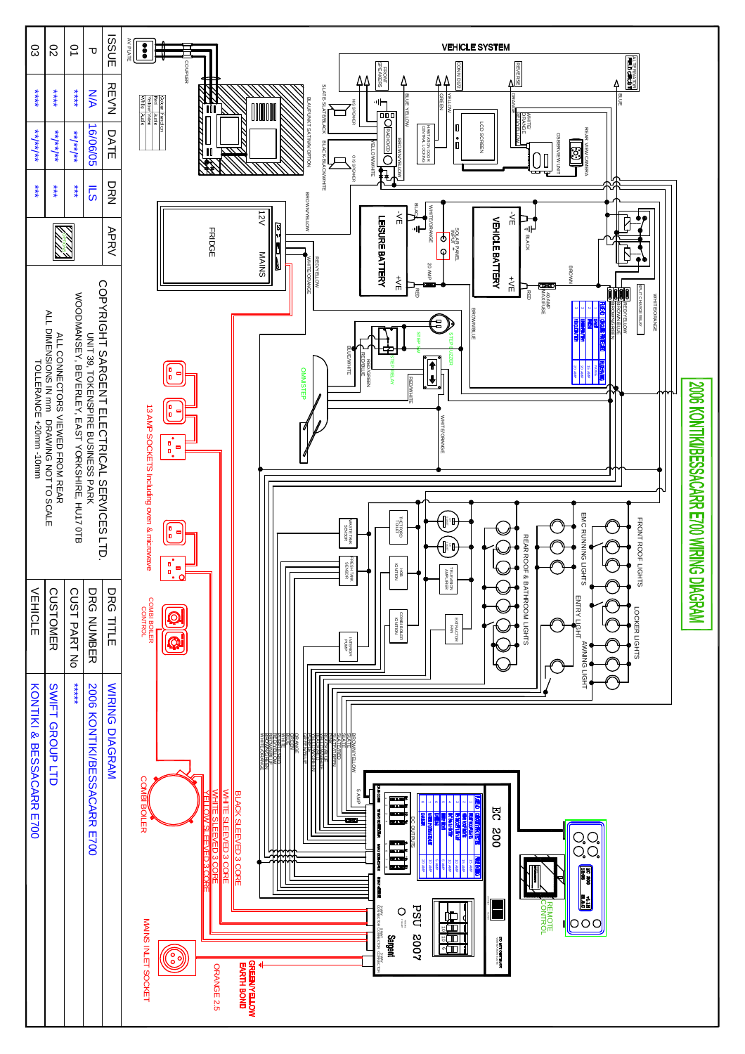# 2006 KONTIKI/BESSACARR E700 WIRING DIAGRAM

VEHICLE SYSTEM

ALTERNATOR FIELD CIRCUIT

BLUE

REVERSE

CONN D2/3

FRONT SPEAKERS

YELLOW

GREEN

HABITATION DOOR CENTRAL LOCKING

LCD SCREEN

ORANGE

WHITE/ORANGE

GREY/YELLOW

REAR VIEW CAMERA

OBSERVIEW UNIT

BLUE YELLOW

BROWN/YELLOW

RADIO/CD

N/S SPEAKER

O/S SPEAKER

YELLOW/WHITE

SLATE/SLATE/BLACK

BLACK/BLACK/WHITE

BLAUPUNKT SAT/NAV OPTION

BROWN/YELLOW

COUPLER

AV PLATE

| Colour | Function |
|---|---|
| Black | Earth |
| Yellow | Video |
| White | Audio |

VEHICLE BATTERY

-VE

+VE

BLACK

RED

40 AMP MAXIFUSE

BROWN

LEISURE BATTERY

SOLAR PANEL

20 AMP

WHITE/ORANGE

BROWN/BLUE

STEP SW

STEP BUZZER

STEP RELAY

RED/GREEN

RED/BLUE

BLUE/WHITE

RED/WHITE

WHITE/ORANGE

OMNISTEP

SPLIT CHARGE RELAY

WHITE/ORANGE

RED/YELLOW

BROWN/BLUE

BROWN/GREEN

12V

MAINS

FRIDGE

RED/YELLOW

WHITE/ORANGE

13 AMP SOCKETS including oven & microwave

COMBI BOILER CONTROL

COMBI BOILER

MAINS INLET SOCKET

ORANGE 2.5

GREEN/YELLOW EARTH BOND

BLACK SLEEVED 3 CORE

WHITE SLEEVED 3 CORE

WHITE SLEEVED 3 CORE

YELLOW SLEEVED 3 CORE

FRONT ROOF LIGHTS

LOCKER LIGHTS

EMC RUNNING LIGHTS

ENTRY LIGHT

AWNING LIGHT

REAR ROOF & BATHROOM LIGHTS

WASTE TANK SENSOR

FRESH TANK SENSOR

INTERIOR PUMP

TV BOOSTER AMPLIFIER

EXTRACTOR FAN

THETFORD TOILET

HOB IGNITION

COMBI BOILER IGNITION

EC 200

PSU 2007

Sargent

5 AMP

REMOTE CONTROL

BROWN/YELLOW

SLATE

SLATE/RED

ORANGE

BLUE

WHITE/ORANGE

| ISSUE | REVN | DATE | DRN | APRV |
|---|---|---|---|---|
| P | N/A | 16/06/05 | ILS | |
| 01 | **** | **/**/** | *** | |
| 02 | **** | **/**/** | *** | |
| 03 | **** | **/**/** | *** | |

COPYRIGHT SARGENT ELECTRICAL SERVICES LTD.
UNIT 39, TOKENSPIRE BUSINESS PARK
WOODMANSEY, BEVERLEY, EAST YORKSHIRE, HU17 0TB

ALL CONNECTORS VIEWED FROM REAR
ALL DIMENSIONS IN mm DRAWING NOT TO SCALE
TOLLERANCE +20mm -10mm

| | |
|---|---|
| DRG TITLE | WIRING DIAGRAM |
| DRG NUMBER | 2006 KONTIKI/BESSACARR E700 |
| CUST PART No | ***** |
| CUSTOMER | SWIFT GROUP LTD |
| VEHICLE | KONTIKI & BESSACARR E700 |